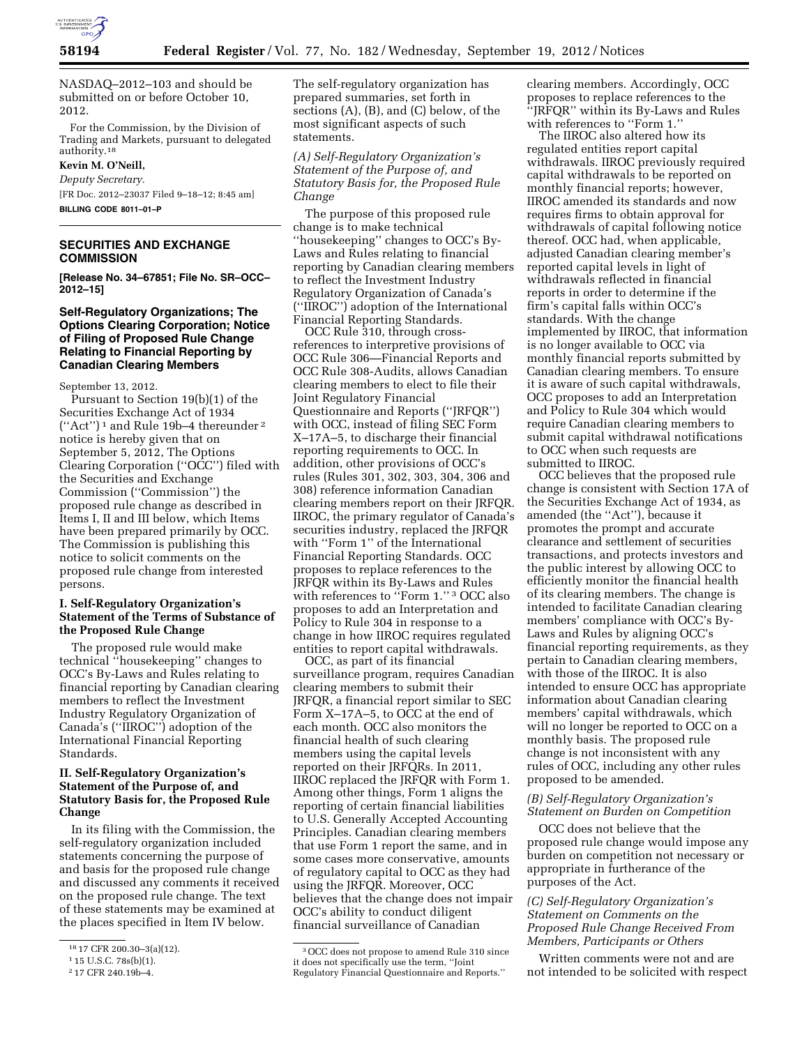NASDAQ–2012–103 and should be submitted on or before October 10, 2012.

For the Commission, by the Division of Trading and Markets, pursuant to delegated authority.[18]

**Kevin M. O'Neill,**

*Deputy Secretary.*

[FR Doc. 2012–23037 Filed 9–18–12; 8:45 am]

**BILLING CODE 8011–01–P**

---

## SECURITIES AND EXCHANGE COMMISSION

**[Release No. 34–67851; File No. SR–OCC–2012–15]**

## Self-Regulatory Organizations; The Options Clearing Corporation; Notice of Filing of Proposed Rule Change Relating to Financial Reporting by Canadian Clearing Members

September 13, 2012.

Pursuant to Section 19(b)(1) of the Securities Exchange Act of 1934 (''Act'')[1] and Rule 19b–4 thereunder[2] notice is hereby given that on September 5, 2012, The Options Clearing Corporation (''OCC'') filed with the Securities and Exchange Commission (''Commission'') the proposed rule change as described in Items I, II and III below, which Items have been prepared primarily by OCC. The Commission is publishing this notice to solicit comments on the proposed rule change from interested persons.

### I. Self-Regulatory Organization's Statement of the Terms of Substance of the Proposed Rule Change

The proposed rule would make technical ''housekeeping'' changes to OCC's By-Laws and Rules relating to financial reporting by Canadian clearing members to reflect the Investment Industry Regulatory Organization of Canada's (''IIROC'') adoption of the International Financial Reporting Standards.

### II. Self-Regulatory Organization's Statement of the Purpose of, and Statutory Basis for, the Proposed Rule Change

In its filing with the Commission, the self-regulatory organization included statements concerning the purpose of and basis for the proposed rule change and discussed any comments it received on the proposed rule change. The text of these statements may be examined at the places specified in Item IV below. The self-regulatory organization has prepared summaries, set forth in sections (A), (B), and (C) below, of the most significant aspects of such statements.

#### *(A) Self-Regulatory Organization's Statement of the Purpose of, and Statutory Basis for, the Proposed Rule Change*

The purpose of this proposed rule change is to make technical ''housekeeping'' changes to OCC's By-Laws and Rules relating to financial reporting by Canadian clearing members to reflect the Investment Industry Regulatory Organization of Canada's (''IIROC'') adoption of the International Financial Reporting Standards.

OCC Rule 310, through cross-references to interpretive provisions of OCC Rule 306—Financial Reports and OCC Rule 308-Audits, allows Canadian clearing members to elect to file their Joint Regulatory Financial Questionnaire and Reports (''JRFQR'') with OCC, instead of filing SEC Form X–17A–5, to discharge their financial reporting requirements to OCC. In addition, other provisions of OCC's rules (Rules 301, 302, 303, 304, 306 and 308) reference information Canadian clearing members report on their JRFQR. IIROC, the primary regulator of Canada's securities industry, replaced the JRFQR with ''Form 1'' of the International Financial Reporting Standards. OCC proposes to replace references to the JRFQR within its By-Laws and Rules with references to ''Form 1.''[3] OCC also proposes to add an Interpretation and Policy to Rule 304 in response to a change in how IIROC requires regulated entities to report capital withdrawals.

OCC, as part of its financial surveillance program, requires Canadian clearing members to submit their JRFQR, a financial report similar to SEC Form X–17A–5, to OCC at the end of each month. OCC also monitors the financial health of such clearing members using the capital levels reported on their JRFQRs. In 2011, IIROC replaced the JRFQR with Form 1. Among other things, Form 1 aligns the reporting of certain financial liabilities to U.S. Generally Accepted Accounting Principles. Canadian clearing members that use Form 1 report the same, and in some cases more conservative, amounts of regulatory capital to OCC as they had using the JRFQR. Moreover, OCC believes that the change does not impair OCC's ability to conduct diligent financial surveillance of Canadian clearing members. Accordingly, OCC proposes to replace references to the ''JRFQR'' within its By-Laws and Rules with references to ''Form 1.''

The IIROC also altered how its regulated entities report capital withdrawals. IIROC previously required capital withdrawals to be reported on monthly financial reports; however, IIROC amended its standards and now requires firms to obtain approval for withdrawals of capital following notice thereof. OCC had, when applicable, adjusted Canadian clearing member's reported capital levels in light of withdrawals reflected in financial reports in order to determine if the firm's capital falls within OCC's standards. With the change implemented by IIROC, that information is no longer available to OCC via monthly financial reports submitted by Canadian clearing members. To ensure it is aware of such capital withdrawals, OCC proposes to add an Interpretation and Policy to Rule 304 which would require Canadian clearing members to submit capital withdrawal notifications to OCC when such requests are submitted to IIROC.

OCC believes that the proposed rule change is consistent with Section 17A of the Securities Exchange Act of 1934, as amended (the ''Act''), because it promotes the prompt and accurate clearance and settlement of securities transactions, and protects investors and the public interest by allowing OCC to efficiently monitor the financial health of its clearing members. The change is intended to facilitate Canadian clearing members' compliance with OCC's By-Laws and Rules by aligning OCC's financial reporting requirements, as they pertain to Canadian clearing members, with those of the IIROC. It is also intended to ensure OCC has appropriate information about Canadian clearing members' capital withdrawals, which will no longer be reported to OCC on a monthly basis. The proposed rule change is not inconsistent with any rules of OCC, including any other rules proposed to be amended.

#### *(B) Self-Regulatory Organization's Statement on Burden on Competition*

OCC does not believe that the proposed rule change would impose any burden on competition not necessary or appropriate in furtherance of the purposes of the Act.

#### *(C) Self-Regulatory Organization's Statement on Comments on the Proposed Rule Change Received From Members, Participants or Others*

Written comments were not and are not intended to be solicited with respect

---

[18] 17 CFR 200.30–3(a)(12).

[1] 15 U.S.C. 78s(b)(1).

[2] 17 CFR 240.19b–4.

[3] OCC does not propose to amend Rule 310 since it does not specifically use the term, ''Joint Regulatory Financial Questionnaire and Reports.''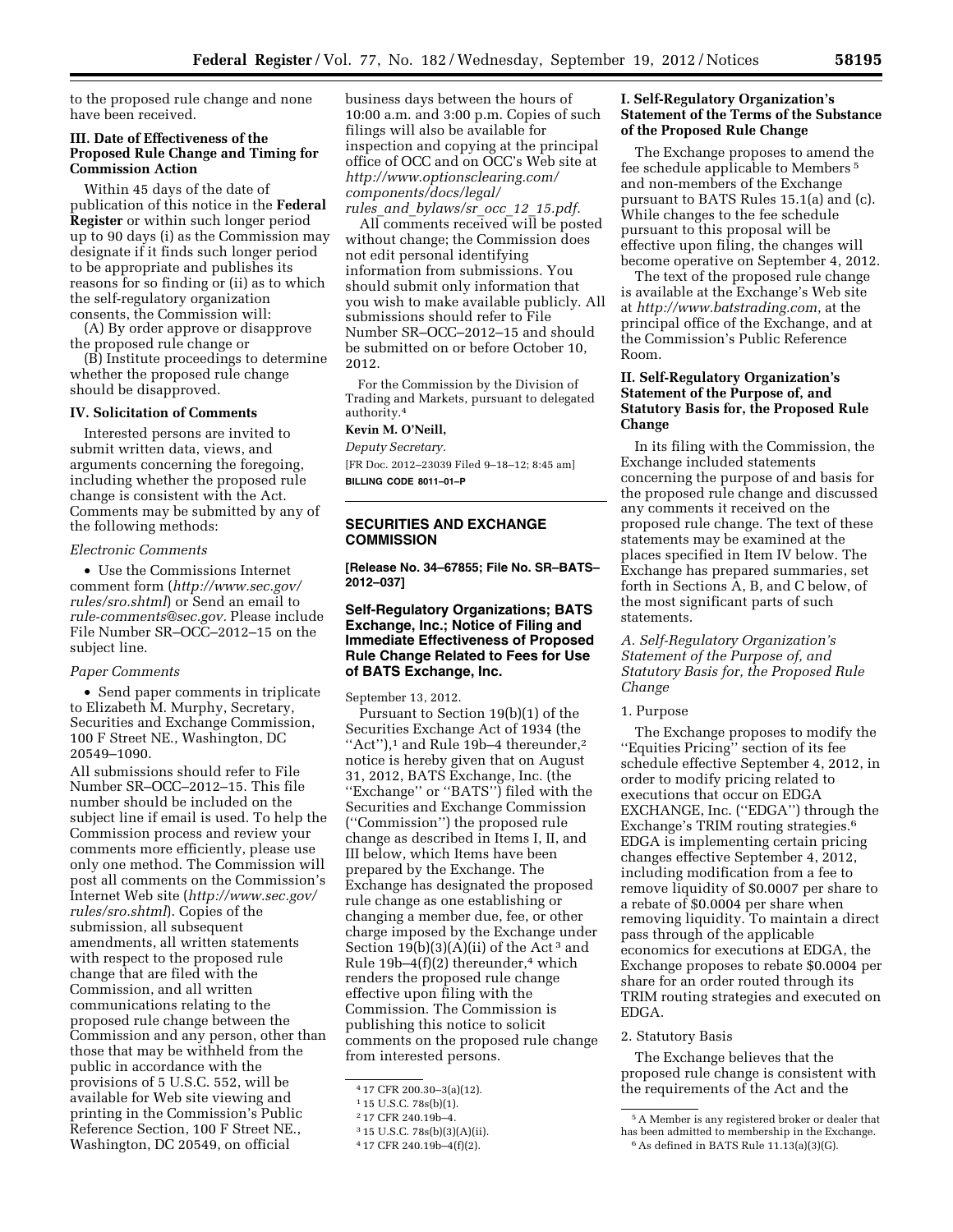to the proposed rule change and none have been received.

### III. Date of Effectiveness of the Proposed Rule Change and Timing for Commission Action

Within 45 days of the date of publication of this notice in the **Federal Register** or within such longer period up to 90 days (i) as the Commission may designate if it finds such longer period to be appropriate and publishes its reasons for so finding or (ii) as to which the self-regulatory organization consents, the Commission will:

(A) By order approve or disapprove the proposed rule change or

(B) Institute proceedings to determine whether the proposed rule change should be disapproved.

### IV. Solicitation of Comments

Interested persons are invited to submit written data, views, and arguments concerning the foregoing, including whether the proposed rule change is consistent with the Act. Comments may be submitted by any of the following methods:

*Electronic Comments*

- Use the Commissions Internet comment form (*http://www.sec.gov/rules/sro.shtml*) or Send an email to *rule-comments@sec.gov.* Please include File Number SR–OCC–2012–15 on the subject line.

*Paper Comments*

- Send paper comments in triplicate to Elizabeth M. Murphy, Secretary, Securities and Exchange Commission, 100 F Street NE., Washington, DC 20549–1090.

All submissions should refer to File Number SR–OCC–2012–15. This file number should be included on the subject line if email is used. To help the Commission process and review your comments more efficiently, please use only one method. The Commission will post all comments on the Commission's Internet Web site (*http://www.sec.gov/rules/sro.shtml*). Copies of the submission, all subsequent amendments, all written statements with respect to the proposed rule change that are filed with the Commission, and all written communications relating to the proposed rule change between the Commission and any person, other than those that may be withheld from the public in accordance with the provisions of 5 U.S.C. 552, will be available for Web site viewing and printing in the Commission's Public Reference Section, 100 F Street NE., Washington, DC 20549, on official business days between the hours of 10:00 a.m. and 3:00 p.m. Copies of such filings will also be available for inspection and copying at the principal office of OCC and on OCC's Web site at *http://www.optionsclearing.com/components/docs/legal/rules_and_bylaws/sr_occ_12_15.pdf.*

All comments received will be posted without change; the Commission does not edit personal identifying information from submissions. You should submit only information that you wish to make available publicly. All submissions should refer to File Number SR–OCC–2012–15 and should be submitted on or before October 10, 2012.

For the Commission by the Division of Trading and Markets, pursuant to delegated authority.[4]

**Kevin M. O'Neill,**

*Deputy Secretary.*

[FR Doc. 2012–23039 Filed 9–18–12; 8:45 am]

**BILLING CODE 8011–01–P**

[4] 17 CFR 200.30–3(a)(12).

---

## SECURITIES AND EXCHANGE COMMISSION

**[Release No. 34–67855; File No. SR–BATS–2012–037]**

## Self-Regulatory Organizations; BATS Exchange, Inc.; Notice of Filing and Immediate Effectiveness of Proposed Rule Change Related to Fees for Use of BATS Exchange, Inc.

September 13, 2012.

Pursuant to Section 19(b)(1) of the Securities Exchange Act of 1934 (the "Act"),[1] and Rule 19b–4 thereunder,[2] notice is hereby given that on August 31, 2012, BATS Exchange, Inc. (the "Exchange" or "BATS") filed with the Securities and Exchange Commission ("Commission") the proposed rule change as described in Items I, II, and III below, which Items have been prepared by the Exchange. The Exchange has designated the proposed rule change as one establishing or changing a member due, fee, or other charge imposed by the Exchange under Section 19(b)(3)(A)(ii) of the Act[3] and Rule 19b–4(f)(2) thereunder,[4] which renders the proposed rule change effective upon filing with the Commission. The Commission is publishing this notice to solicit comments on the proposed rule change from interested persons.

### I. Self-Regulatory Organization's Statement of the Terms of the Substance of the Proposed Rule Change

The Exchange proposes to amend the fee schedule applicable to Members[5] and non-members of the Exchange pursuant to BATS Rules 15.1(a) and (c). While changes to the fee schedule pursuant to this proposal will be effective upon filing, the changes will become operative on September 4, 2012.

The text of the proposed rule change is available at the Exchange's Web site at *http://www.batstrading.com*, at the principal office of the Exchange, and at the Commission's Public Reference Room.

### II. Self-Regulatory Organization's Statement of the Purpose of, and Statutory Basis for, the Proposed Rule Change

In its filing with the Commission, the Exchange included statements concerning the purpose of and basis for the proposed rule change and discussed any comments it received on the proposed rule change. The text of these statements may be examined at the places specified in Item IV below. The Exchange has prepared summaries, set forth in Sections A, B, and C below, of the most significant parts of such statements.

*A. Self-Regulatory Organization's Statement of the Purpose of, and Statutory Basis for, the Proposed Rule Change*

1. Purpose

The Exchange proposes to modify the "Equities Pricing" section of its fee schedule effective September 4, 2012, in order to modify pricing related to executions that occur on EDGA EXCHANGE, Inc. ("EDGA") through the Exchange's TRIM routing strategies.[6] EDGA is implementing certain pricing changes effective September 4, 2012, including modification from a fee to remove liquidity of $0.0007 per share to a rebate of $0.0004 per share when removing liquidity. To maintain a direct pass through of the applicable economics for executions at EDGA, the Exchange proposes to rebate $0.0004 per share for an order routed through its TRIM routing strategies and executed on EDGA.

2. Statutory Basis

The Exchange believes that the proposed rule change is consistent with the requirements of the Act and the

[1] 15 U.S.C. 78s(b)(1).

[2] 17 CFR 240.19b–4.

[3] 15 U.S.C. 78s(b)(3)(A)(ii).

[4] 17 CFR 240.19b–4(f)(2).

[5] A Member is any registered broker or dealer that has been admitted to membership in the Exchange.

[6] As defined in BATS Rule 11.13(a)(3)(G).